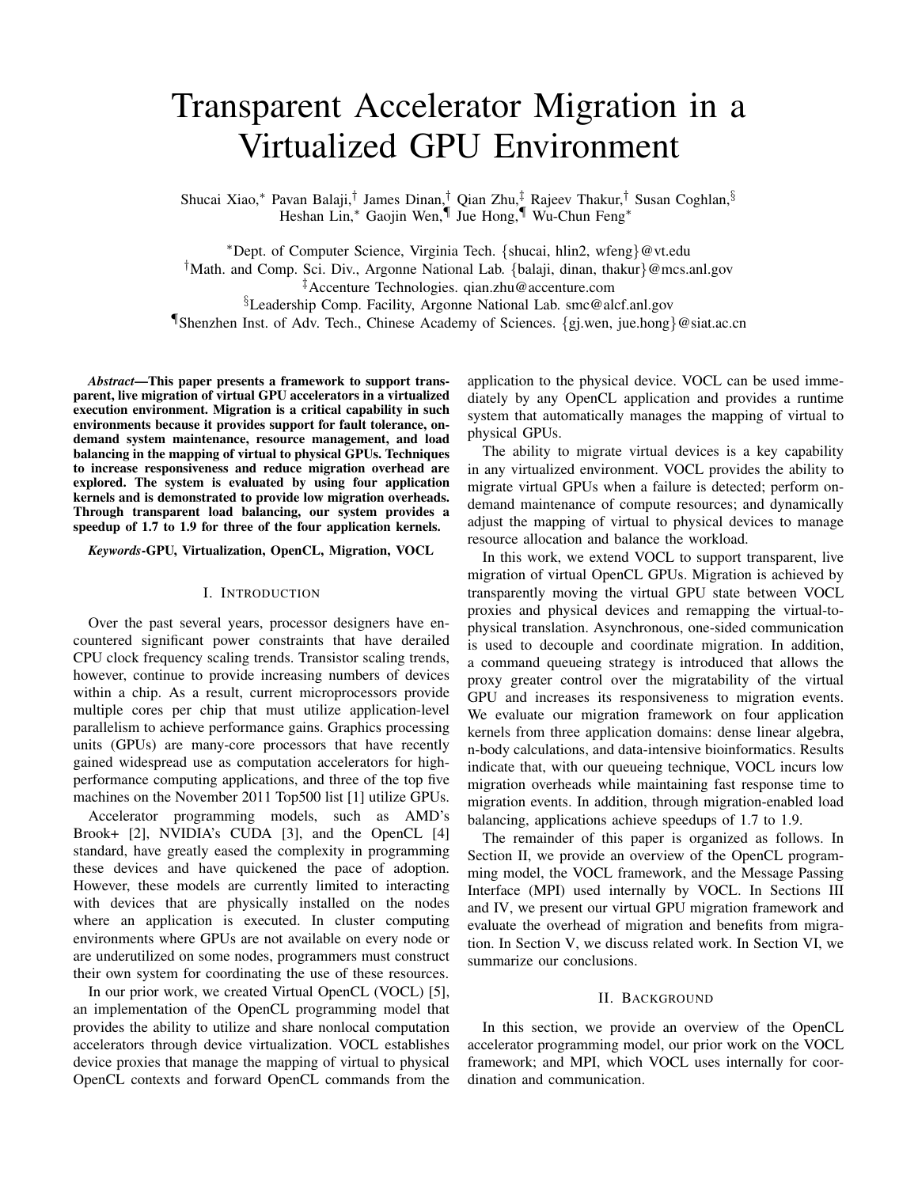# Transparent Accelerator Migration in a Virtualized GPU Environment

Shucai Xiao,* Pavan Balaji,† James Dinan,† Qian Zhu,‡ Rajeev Thakur,† Susan Coghlan,§ Heshan Lin,* Gaojin Wen,¶ Jue Hong,¶ Wu-Chun Feng*

*Dept. of Computer Science, Virginia Tech. {shucai, hlin2, wfeng}@vt.edu
†Math. and Comp. Sci. Div., Argonne National Lab. {balaji, dinan, thakur}@mcs.anl.gov
‡Accenture Technologies. qian.zhu@accenture.com
§Leadership Comp. Facility, Argonne National Lab. smc@alcf.anl.gov
¶Shenzhen Inst. of Adv. Tech., Chinese Academy of Sciences. {gj.wen, jue.hong}@siat.ac.cn

***Abstract*—This paper presents a framework to support transparent, live migration of virtual GPU accelerators in a virtualized execution environment. Migration is a critical capability in such environments because it provides support for fault tolerance, on-demand system maintenance, resource management, and load balancing in the mapping of virtual to physical GPUs. Techniques to increase responsiveness and reduce migration overhead are explored. The system is evaluated by using four application kernels and is demonstrated to provide low migration overheads. Through transparent load balancing, our system provides a speedup of 1.7 to 1.9 for three of the four application kernels.**

***Keywords*-GPU, Virtualization, OpenCL, Migration, VOCL**

## I. Introduction

Over the past several years, processor designers have encountered significant power constraints that have derailed CPU clock frequency scaling trends. Transistor scaling trends, however, continue to provide increasing numbers of devices within a chip. As a result, current microprocessors provide multiple cores per chip that must utilize application-level parallelism to achieve performance gains. Graphics processing units (GPUs) are many-core processors that have recently gained widespread use as computation accelerators for high-performance computing applications, and three of the top five machines on the November 2011 Top500 list [1] utilize GPUs.

Accelerator programming models, such as AMD's Brook+ [2], NVIDIA's CUDA [3], and the OpenCL [4] standard, have greatly eased the complexity in programming these devices and have quickened the pace of adoption. However, these models are currently limited to interacting with devices that are physically installed on the nodes where an application is executed. In cluster computing environments where GPUs are not available on every node or are underutilized on some nodes, programmers must construct their own system for coordinating the use of these resources.

In our prior work, we created Virtual OpenCL (VOCL) [5], an implementation of the OpenCL programming model that provides the ability to utilize and share nonlocal computation accelerators through device virtualization. VOCL establishes device proxies that manage the mapping of virtual to physical OpenCL contexts and forward OpenCL commands from the application to the physical device. VOCL can be used immediately by any OpenCL application and provides a runtime system that automatically manages the mapping of virtual to physical GPUs.

The ability to migrate virtual devices is a key capability in any virtualized environment. VOCL provides the ability to migrate virtual GPUs when a failure is detected; perform on-demand maintenance of compute resources; and dynamically adjust the mapping of virtual to physical devices to manage resource allocation and balance the workload.

In this work, we extend VOCL to support transparent, live migration of virtual OpenCL GPUs. Migration is achieved by transparently moving the virtual GPU state between VOCL proxies and physical devices and remapping the virtual-to-physical translation. Asynchronous, one-sided communication is used to decouple and coordinate migration. In addition, a command queueing strategy is introduced that allows the proxy greater control over the migratability of the virtual GPU and increases its responsiveness to migration events. We evaluate our migration framework on four application kernels from three application domains: dense linear algebra, n-body calculations, and data-intensive bioinformatics. Results indicate that, with our queueing technique, VOCL incurs low migration overheads while maintaining fast response time to migration events. In addition, through migration-enabled load balancing, applications achieve speedups of 1.7 to 1.9.

The remainder of this paper is organized as follows. In Section II, we provide an overview of the OpenCL programming model, the VOCL framework, and the Message Passing Interface (MPI) used internally by VOCL. In Sections III and IV, we present our virtual GPU migration framework and evaluate the overhead of migration and benefits from migration. In Section V, we discuss related work. In Section VI, we summarize our conclusions.

## II. Background

In this section, we provide an overview of the OpenCL accelerator programming model, our prior work on the VOCL framework; and MPI, which VOCL uses internally for coordination and communication.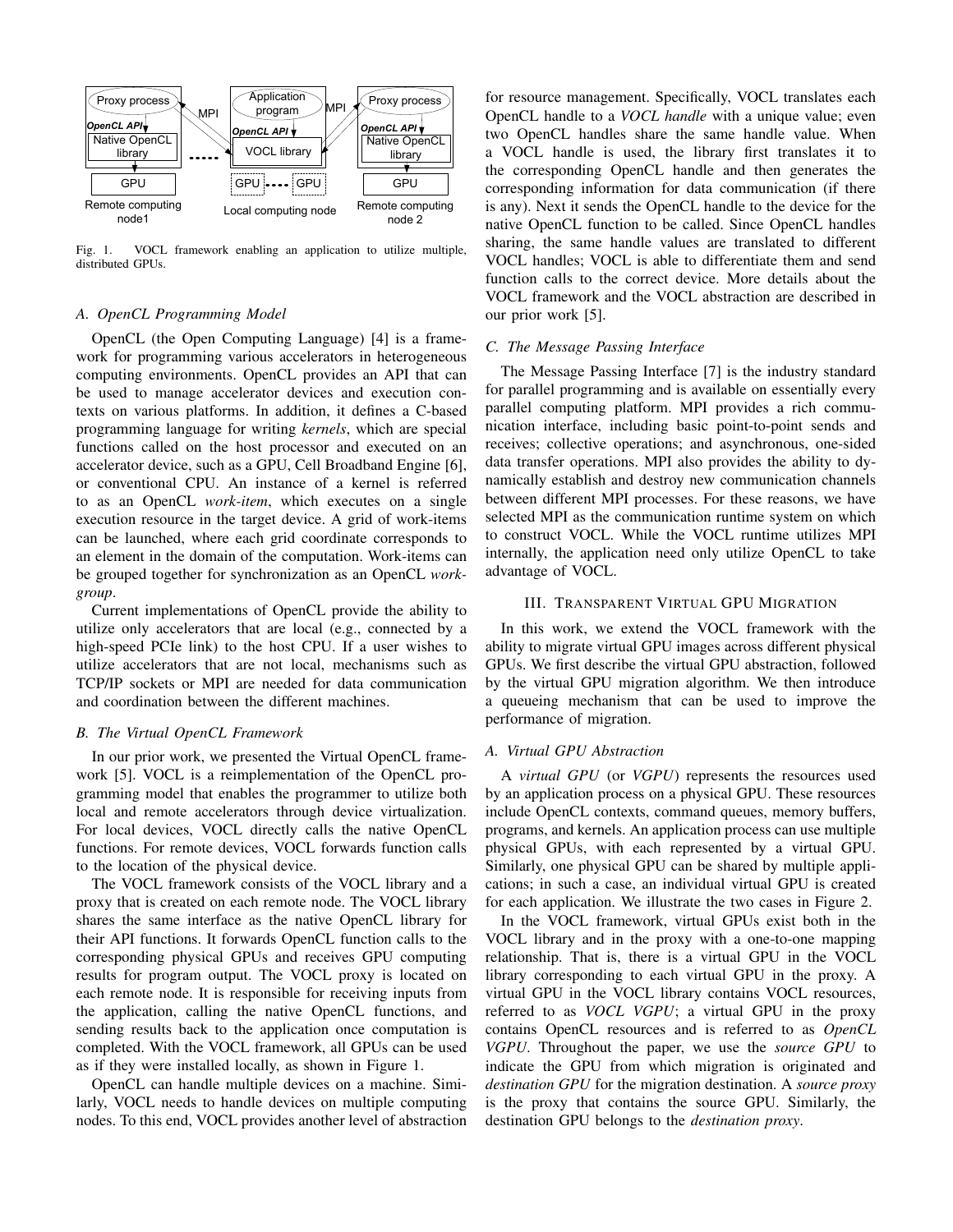Proxy process

MPI

Application program

MPI

Proxy process

OpenCL API

Native OpenCL library

OpenCL API

VOCL library

OpenCL API

Native OpenCL library

GPU

GPU

GPU

GPU

Remote computing node1

Local computing node

Remote computing node 2

Fig. 1. VOCL framework enabling an application to utilize multiple, distributed GPUs.

### A. OpenCL Programming Model

OpenCL (the Open Computing Language) [4] is a framework for programming various accelerators in heterogeneous computing environments. OpenCL provides an API that can be used to manage accelerator devices and execution contexts on various platforms. In addition, it defines a C-based programming language for writing *kernels*, which are special functions called on the host processor and executed on an accelerator device, such as a GPU, Cell Broadband Engine [6], or conventional CPU. An instance of a kernel is referred to as an OpenCL *work-item*, which executes on a single execution resource in the target device. A grid of work-items can be launched, where each grid coordinate corresponds to an element in the domain of the computation. Work-items can be grouped together for synchronization as an OpenCL *work-group*.

Current implementations of OpenCL provide the ability to utilize only accelerators that are local (e.g., connected by a high-speed PCIe link) to the host CPU. If a user wishes to utilize accelerators that are not local, mechanisms such as TCP/IP sockets or MPI are needed for data communication and coordination between the different machines.

### B. The Virtual OpenCL Framework

In our prior work, we presented the Virtual OpenCL framework [5]. VOCL is a reimplementation of the OpenCL programming model that enables the programmer to utilize both local and remote accelerators through device virtualization. For local devices, VOCL directly calls the native OpenCL functions. For remote devices, VOCL forwards function calls to the location of the physical device.

The VOCL framework consists of the VOCL library and a proxy that is created on each remote node. The VOCL library shares the same interface as the native OpenCL library for their API functions. It forwards OpenCL function calls to the corresponding physical GPUs and receives GPU computing results for program output. The VOCL proxy is located on each remote node. It is responsible for receiving inputs from the application, calling the native OpenCL functions, and sending results back to the application once computation is completed. With the VOCL framework, all GPUs can be used as if they were installed locally, as shown in Figure 1.

OpenCL can handle multiple devices on a machine. Similarly, VOCL needs to handle devices on multiple computing nodes. To this end, VOCL provides another level of abstraction for resource management. Specifically, VOCL translates each OpenCL handle to a *VOCL handle* with a unique value; even two OpenCL handles share the same handle value. When a VOCL handle is used, the library first translates it to the corresponding OpenCL handle and then generates the corresponding information for data communication (if there is any). Next it sends the OpenCL handle to the device for the native OpenCL function to be called. Since OpenCL handles sharing, the same handle values are translated to different VOCL handles; VOCL is able to differentiate them and send function calls to the correct device. More details about the VOCL framework and the VOCL abstraction are described in our prior work [5].

### C. The Message Passing Interface

The Message Passing Interface [7] is the industry standard for parallel programming and is available on essentially every parallel computing platform. MPI provides a rich communication interface, including basic point-to-point sends and receives; collective operations; and asynchronous, one-sided data transfer operations. MPI also provides the ability to dynamically establish and destroy new communication channels between different MPI processes. For these reasons, we have selected MPI as the communication runtime system on which to construct VOCL. While the VOCL runtime utilizes MPI internally, the application need only utilize OpenCL to take advantage of VOCL.

## III. Transparent Virtual GPU Migration

In this work, we extend the VOCL framework with the ability to migrate virtual GPU images across different physical GPUs. We first describe the virtual GPU abstraction, followed by the virtual GPU migration algorithm. We then introduce a queueing mechanism that can be used to improve the performance of migration.

### A. Virtual GPU Abstraction

A *virtual GPU* (or *VGPU*) represents the resources used by an application process on a physical GPU. These resources include OpenCL contexts, command queues, memory buffers, programs, and kernels. An application process can use multiple physical GPUs, with each represented by a virtual GPU. Similarly, one physical GPU can be shared by multiple applications; in such a case, an individual virtual GPU is created for each application. We illustrate the two cases in Figure 2.

In the VOCL framework, virtual GPUs exist both in the VOCL library and in the proxy with a one-to-one mapping relationship. That is, there is a virtual GPU in the VOCL library corresponding to each virtual GPU in the proxy. A virtual GPU in the VOCL library contains VOCL resources, referred to as *VOCL VGPU*; a virtual GPU in the proxy contains OpenCL resources and is referred to as *OpenCL VGPU*. Throughout the paper, we use the *source GPU* to indicate the GPU from which migration is originated and *destination GPU* for the migration destination. A *source proxy* is the proxy that contains the source GPU. Similarly, the destination GPU belongs to the *destination proxy*.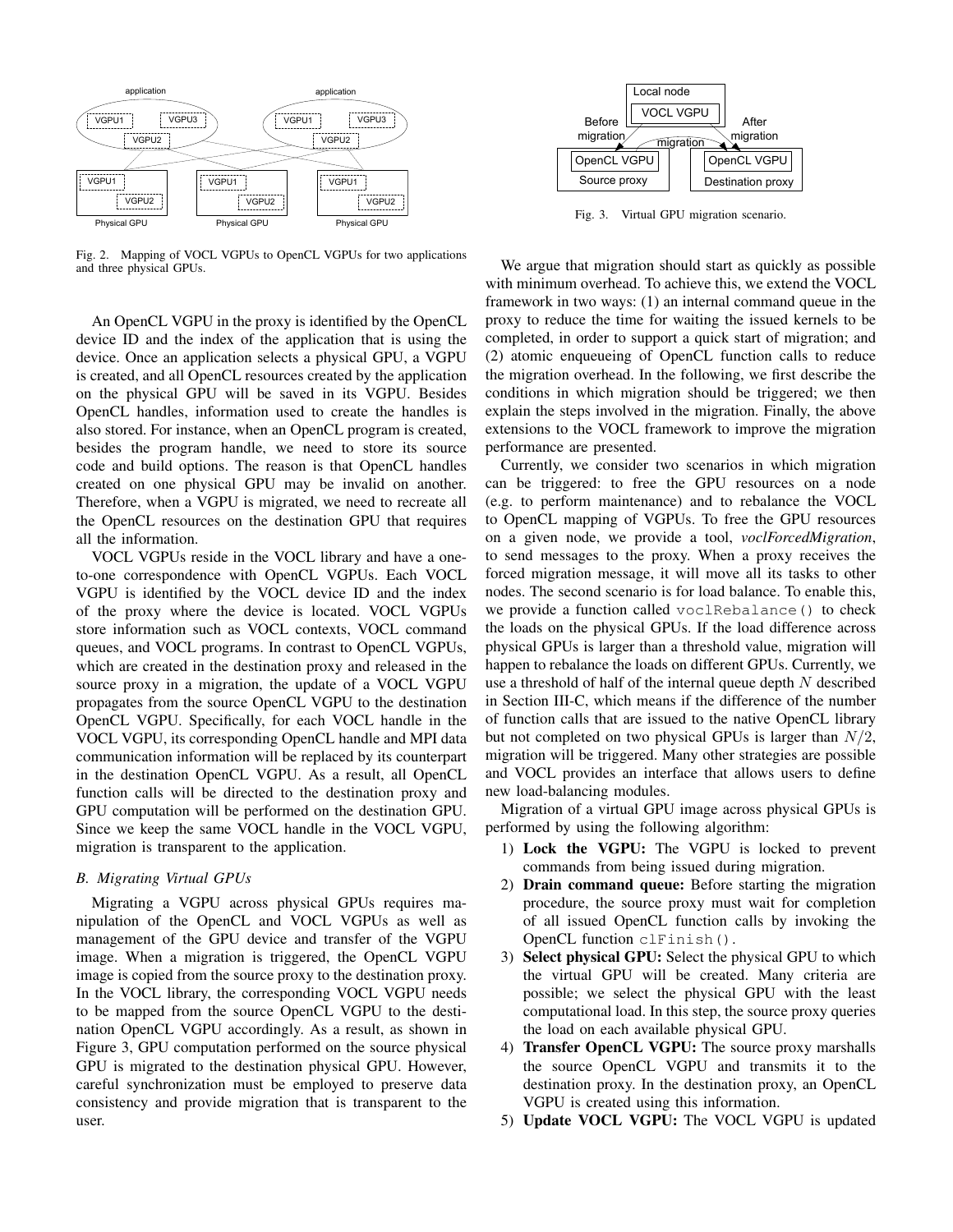application

VGPU1 VGPU3 VGPU2

application

VGPU1 VGPU3 VGPU2

VGPU1 VGPU2

Physical GPU

VGPU1 VGPU2

Physical GPU

VGPU1 VGPU2

Physical GPU

Fig. 2. Mapping of VOCL VGPUs to OpenCL VGPUs for two applications and three physical GPUs.

An OpenCL VGPU in the proxy is identified by the OpenCL device ID and the index of the application that is using the device. Once an application selects a physical GPU, a VGPU is created, and all OpenCL resources created by the application on the physical GPU will be saved in its VGPU. Besides OpenCL handles, information used to create the handles is also stored. For instance, when an OpenCL program is created, besides the program handle, we need to store its source code and build options. The reason is that OpenCL handles created on one physical GPU may be invalid on another. Therefore, when a VGPU is migrated, we need to recreate all the OpenCL resources on the destination GPU that requires all the information.

VOCL VGPUs reside in the VOCL library and have a one-to-one correspondence with OpenCL VGPUs. Each VOCL VGPU is identified by the VOCL device ID and the index of the proxy where the device is located. VOCL VGPUs store information such as VOCL contexts, VOCL command queues, and VOCL programs. In contrast to OpenCL VGPUs, which are created in the destination proxy and released in the source proxy in a migration, the update of a VOCL VGPU propagates from the source OpenCL VGPU to the destination OpenCL VGPU. Specifically, for each VOCL handle in the VOCL VGPU, its corresponding OpenCL handle and MPI data communication information will be replaced by its counterpart in the destination OpenCL VGPU. As a result, all OpenCL function calls will be directed to the destination proxy and GPU computation will be performed on the destination GPU. Since we keep the same VOCL handle in the VOCL VGPU, migration is transparent to the application.

### B. Migrating Virtual GPUs

Migrating a VGPU across physical GPUs requires manipulation of the OpenCL and VOCL VGPUs as well as management of the GPU device and transfer of the VGPU image. When a migration is triggered, the OpenCL VGPU image is copied from the source proxy to the destination proxy. In the VOCL library, the corresponding VOCL VGPU needs to be mapped from the source OpenCL VGPU to the destination OpenCL VGPU accordingly. As a result, as shown in Figure 3, GPU computation performed on the source physical GPU is migrated to the destination physical GPU. However, careful synchronization must be employed to preserve data consistency and provide migration that is transparent to the user.

Local node

VOCL VGPU

Before migration

After migration

migration

OpenCL VGPU

Source proxy

OpenCL VGPU

Destination proxy

Fig. 3. Virtual GPU migration scenario.

We argue that migration should start as quickly as possible with minimum overhead. To achieve this, we extend the VOCL framework in two ways: (1) an internal command queue in the proxy to reduce the time for waiting the issued kernels to be completed, in order to support a quick start of migration; and (2) atomic enqueueing of OpenCL function calls to reduce the migration overhead. In the following, we first describe the conditions in which migration should be triggered; we then explain the steps involved in the migration. Finally, the above extensions to the VOCL framework to improve the migration performance are presented.

Currently, we consider two scenarios in which migration can be triggered: to free the GPU resources on a node (e.g. to perform maintenance) and to rebalance the VOCL to OpenCL mapping of VGPUs. To free the GPU resources on a given node, we provide a tool, *voclForcedMigration*, to send messages to the proxy. When a proxy receives the forced migration message, it will move all its tasks to other nodes. The second scenario is for load balance. To enable this, we provide a function called `voclRebalance()` to check the loads on the physical GPUs. If the load difference across physical GPUs is larger than a threshold value, migration will happen to rebalance the loads on different GPUs. Currently, we use a threshold of half of the internal queue depth $N$ described in Section III-C, which means if the difference of the number of function calls that are issued to the native OpenCL library but not completed on two physical GPUs is larger than $N/2$, migration will be triggered. Many other strategies are possible and VOCL provides an interface that allows users to define new load-balancing modules.

Migration of a virtual GPU image across physical GPUs is performed by using the following algorithm:

1) **Lock the VGPU:** The VGPU is locked to prevent commands from being issued during migration.
2) **Drain command queue:** Before starting the migration procedure, the source proxy must wait for completion of all issued OpenCL function calls by invoking the OpenCL function `clFinish()`.
3) **Select physical GPU:** Select the physical GPU to which the virtual GPU will be created. Many criteria are possible; we select the physical GPU with the least computational load. In this step, the source proxy queries the load on each available physical GPU.
4) **Transfer OpenCL VGPU:** The source proxy marshalls the source OpenCL VGPU and transmits it to the destination proxy. In the destination proxy, an OpenCL VGPU is created using this information.
5) **Update VOCL VGPU:** The VOCL VGPU is updated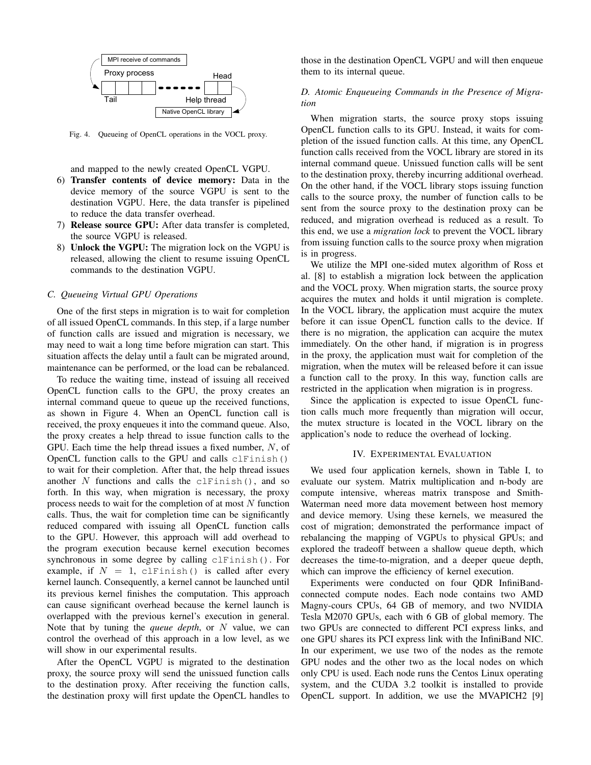MPI receive of commands

Proxy process

Head

Tail

Help thread

Native OpenCL library

Fig. 4. Queueing of OpenCL operations in the VOCL proxy.

and mapped to the newly created OpenCL VGPU.

6) **Transfer contents of device memory:** Data in the device memory of the source VGPU is sent to the destination VGPU. Here, the data transfer is pipelined to reduce the data transfer overhead.
7) **Release source GPU:** After data transfer is completed, the source VGPU is released.
8) **Unlock the VGPU:** The migration lock on the VGPU is released, allowing the client to resume issuing OpenCL commands to the destination VGPU.

### C. Queueing Virtual GPU Operations

One of the first steps in migration is to wait for completion of all issued OpenCL commands. In this step, if a large number of function calls are issued and migration is necessary, we may need to wait a long time before migration can start. This situation affects the delay until a fault can be migrated around, maintenance can be performed, or the load can be rebalanced.

To reduce the waiting time, instead of issuing all received OpenCL function calls to the GPU, the proxy creates an internal command queue to queue up the received functions, as shown in Figure 4. When an OpenCL function call is received, the proxy enqueues it into the command queue. Also, the proxy creates a help thread to issue function calls to the GPU. Each time the help thread issues a fixed number, $N$, of OpenCL function calls to the GPU and calls `clFinish()` to wait for their completion. After that, the help thread issues another $N$ functions and calls the `clFinish()`, and so forth. In this way, when migration is necessary, the proxy process needs to wait for the completion of at most $N$ function calls. Thus, the wait for completion time can be significantly reduced compared with issuing all OpenCL function calls to the GPU. However, this approach will add overhead to the program execution because kernel execution becomes synchronous in some degree by calling `clFinish()`. For example, if $N = 1$, `clFinish()` is called after every kernel launch. Consequently, a kernel cannot be launched until its previous kernel finishes the computation. This approach can cause significant overhead because the kernel launch is overlapped with the previous kernel's execution in general. Note that by tuning the *queue depth*, or $N$ value, we can control the overhead of this approach in a low level, as we will show in our experimental results.

After the OpenCL VGPU is migrated to the destination proxy, the source proxy will send the unissued function calls to the destination proxy. After receiving the function calls, the destination proxy will first update the OpenCL handles to those in the destination OpenCL VGPU and will then enqueue them to its internal queue.

### D. Atomic Enqueueing Commands in the Presence of Migration

When migration starts, the source proxy stops issuing OpenCL function calls to its GPU. Instead, it waits for completion of the issued function calls. At this time, any OpenCL function calls received from the VOCL library are stored in its internal command queue. Unissued function calls will be sent to the destination proxy, thereby incurring additional overhead. On the other hand, if the VOCL library stops issuing function calls to the source proxy, the number of function calls to be sent from the source proxy to the destination proxy can be reduced, and migration overhead is reduced as a result. To this end, we use a *migration lock* to prevent the VOCL library from issuing function calls to the source proxy when migration is in progress.

We utilize the MPI one-sided mutex algorithm of Ross et al. [8] to establish a migration lock between the application and the VOCL proxy. When migration starts, the source proxy acquires the mutex and holds it until migration is complete. In the VOCL library, the application must acquire the mutex before it can issue OpenCL function calls to the device. If there is no migration, the application can acquire the mutex immediately. On the other hand, if migration is in progress in the proxy, the application must wait for completion of the migration, when the mutex will be released before it can issue a function call to the proxy. In this way, function calls are restricted in the application when migration is in progress.

Since the application is expected to issue OpenCL function calls much more frequently than migration will occur, the mutex structure is located in the VOCL library on the application's node to reduce the overhead of locking.

## IV. Experimental Evaluation

We used four application kernels, shown in Table I, to evaluate our system. Matrix multiplication and n-body are compute intensive, whereas matrix transpose and Smith-Waterman need more data movement between host memory and device memory. Using these kernels, we measured the cost of migration; demonstrated the performance impact of rebalancing the mapping of VGPUs to physical GPUs; and explored the tradeoff between a shallow queue depth, which decreases the time-to-migration, and a deeper queue depth, which can improve the efficiency of kernel execution.

Experiments were conducted on four QDR InfiniBand-connected compute nodes. Each node contains two AMD Magny-cours CPUs, 64 GB of memory, and two NVIDIA Tesla M2070 GPUs, each with 6 GB of global memory. The two GPUs are connected to different PCI express links, and one GPU shares its PCI express link with the InfiniBand NIC. In our experiment, we use two of the nodes as the remote GPU nodes and the other two as the local nodes on which only CPU is used. Each node runs the Centos Linux operating system, and the CUDA 3.2 toolkit is installed to provide OpenCL support. In addition, we use the MVAPICH2 [9]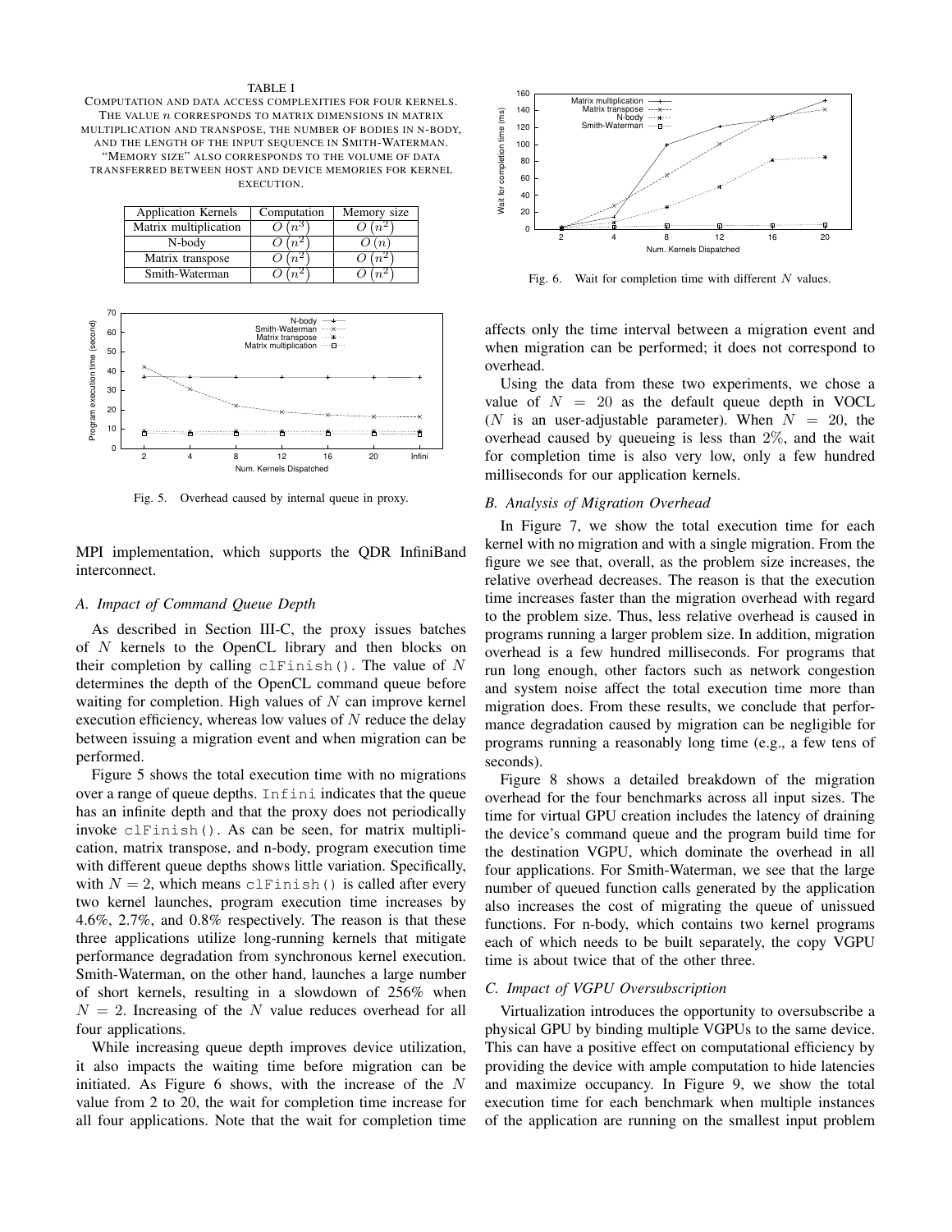TABLE I
COMPUTATION AND DATA ACCESS COMPLEXITIES FOR FOUR KERNELS. THE VALUE $n$ CORRESPONDS TO MATRIX DIMENSIONS IN MATRIX MULTIPLICATION AND TRANSPOSE, THE NUMBER OF BODIES IN N-BODY, AND THE LENGTH OF THE INPUT SEQUENCE IN SMITH-WATERMAN. "MEMORY SIZE" ALSO CORRESPONDS TO THE VOLUME OF DATA TRANSFERRED BETWEEN HOST AND DEVICE MEMORIES FOR KERNEL EXECUTION.

| Application Kernels | Computation | Memory size |
|---|---|---|
| Matrix multiplication | $O(n^3)$ | $O(n^2)$ |
| N-body | $O(n^2)$ | $O(n)$ |
| Matrix transpose | $O(n^2)$ | $O(n^2)$ |
| Smith-Waterman | $O(n^2)$ | $O(n^2)$ |

Fig. 5. Overhead caused by internal queue in proxy.

MPI implementation, which supports the QDR InfiniBand interconnect.

### A. Impact of Command Queue Depth

As described in Section III-C, the proxy issues batches of $N$ kernels to the OpenCL library and then blocks on their completion by calling `clFinish()`. The value of $N$ determines the depth of the OpenCL command queue before waiting for completion. High values of $N$ can improve kernel execution efficiency, whereas low values of $N$ reduce the delay between issuing a migration event and when migration can be performed.

Figure 5 shows the total execution time with no migrations over a range of queue depths. `Infini` indicates that the queue has an infinite depth and that the proxy does not periodically invoke `clFinish()`. As can be seen, for matrix multiplication, matrix transpose, and n-body, program execution time with different queue depths shows little variation. Specifically, with $N = 2$, which means `clFinish()` is called after every two kernel launches, program execution time increases by 4.6%, 2.7%, and 0.8% respectively. The reason is that these three applications utilize long-running kernels that mitigate performance degradation from synchronous kernel execution. Smith-Waterman, on the other hand, launches a large number of short kernels, resulting in a slowdown of 256% when $N = 2$. Increasing of the $N$ value reduces overhead for all four applications.

While increasing queue depth improves device utilization, it also impacts the waiting time before migration can be initiated. As Figure 6 shows, with the increase of the $N$ value from 2 to 20, the wait for completion time increase for all four applications. Note that the wait for completion time affects only the time interval between a migration event and when migration can be performed; it does not correspond to overhead.

Fig. 6. Wait for completion time with different $N$ values.

Using the data from these two experiments, we chose a value of $N = 20$ as the default queue depth in VOCL ($N$ is an user-adjustable parameter). When $N = 20$, the overhead caused by queueing is less than 2%, and the wait for completion time is also very low, only a few hundred milliseconds for our application kernels.

### B. Analysis of Migration Overhead

In Figure 7, we show the total execution time for each kernel with no migration and with a single migration. From the figure we see that, overall, as the problem size increases, the relative overhead decreases. The reason is that the execution time increases faster than the migration overhead with regard to the problem size. Thus, less relative overhead is caused in programs running a larger problem size. In addition, migration overhead is a few hundred milliseconds. For programs that run long enough, other factors such as network congestion and system noise affect the total execution time more than migration does. From these results, we conclude that performance degradation caused by migration can be negligible for programs running a reasonably long time (e.g., a few tens of seconds).

Figure 8 shows a detailed breakdown of the migration overhead for the four benchmarks across all input sizes. The time for virtual GPU creation includes the latency of draining the device's command queue and the program build time for the destination VGPU, which dominate the overhead in all four applications. For Smith-Waterman, we see that the large number of queued function calls generated by the application also increases the cost of migrating the queue of unissued functions. For n-body, which contains two kernel programs each of which needs to be built separately, the copy VGPU time is about twice that of the other three.

### C. Impact of VGPU Oversubscription

Virtualization introduces the opportunity to oversubscribe a physical GPU by binding multiple VGPUs to the same device. This can have a positive effect on computational efficiency by providing the device with ample computation to hide latencies and maximize occupancy. In Figure 9, we show the total execution time for each benchmark when multiple instances of the application are running on the smallest input problem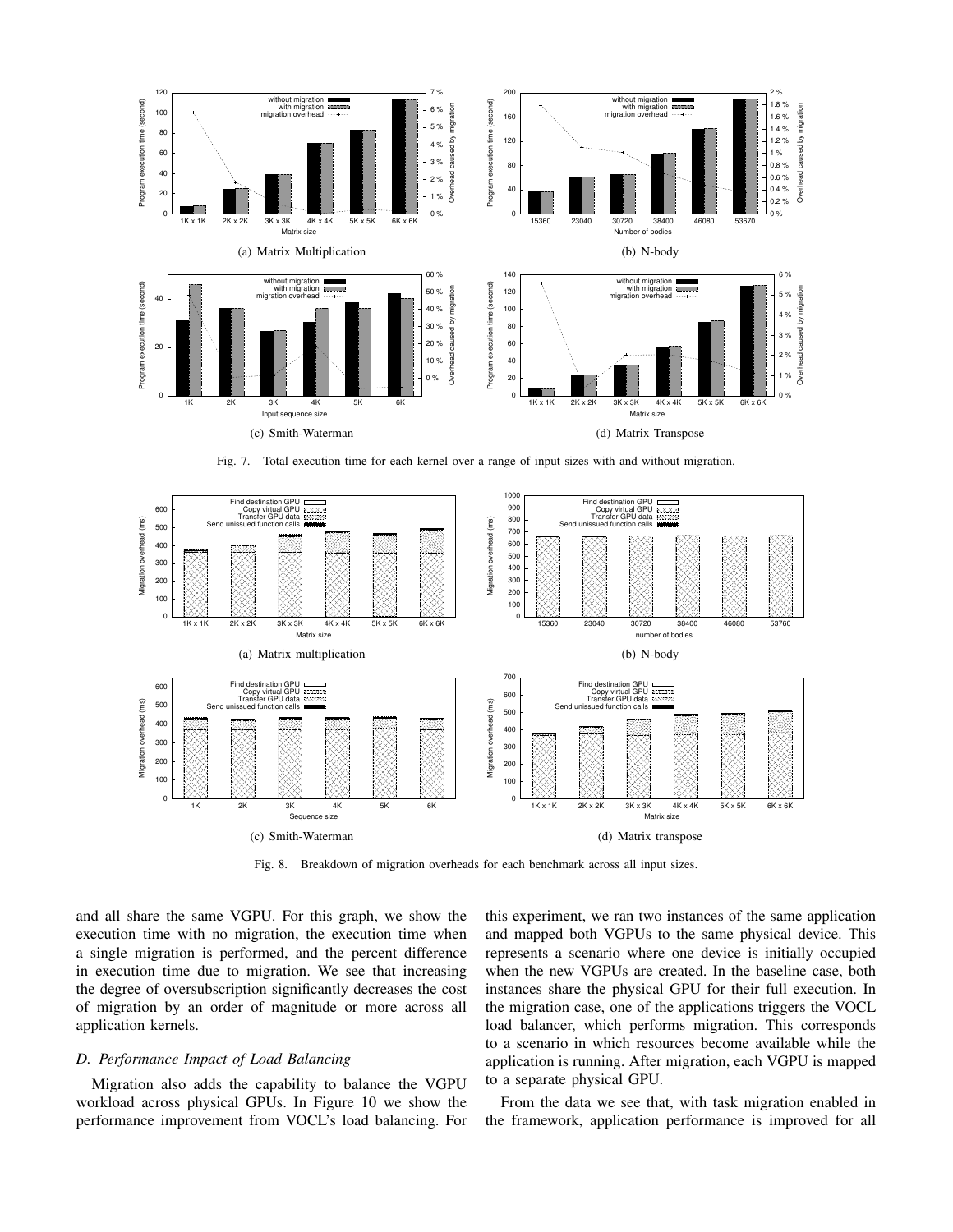(a) Matrix Multiplication

(b) N-body

(c) Smith-Waterman

(d) Matrix Transpose

Fig. 7. Total execution time for each kernel over a range of input sizes with and without migration.

(a) Matrix multiplication

(b) N-body

(c) Smith-Waterman

(d) Matrix transpose

Fig. 8. Breakdown of migration overheads for each benchmark across all input sizes.

and all share the same VGPU. For this graph, we show the execution time with no migration, the execution time when a single migration is performed, and the percent difference in execution time due to migration. We see that increasing the degree of oversubscription significantly decreases the cost of migration by an order of magnitude or more across all application kernels.

### D. Performance Impact of Load Balancing

Migration also adds the capability to balance the VGPU workload across physical GPUs. In Figure 10 we show the performance improvement from VOCL's load balancing. For this experiment, we ran two instances of the same application and mapped both VGPUs to the same physical device. This represents a scenario where one device is initially occupied when the new VGPUs are created. In the baseline case, both instances share the physical GPU for their full execution. In the migration case, one of the applications triggers the VOCL load balancer, which performs migration. This corresponds to a scenario in which resources become available while the application is running. After migration, each VGPU is mapped to a separate physical GPU.

From the data we see that, with task migration enabled in the framework, application performance is improved for all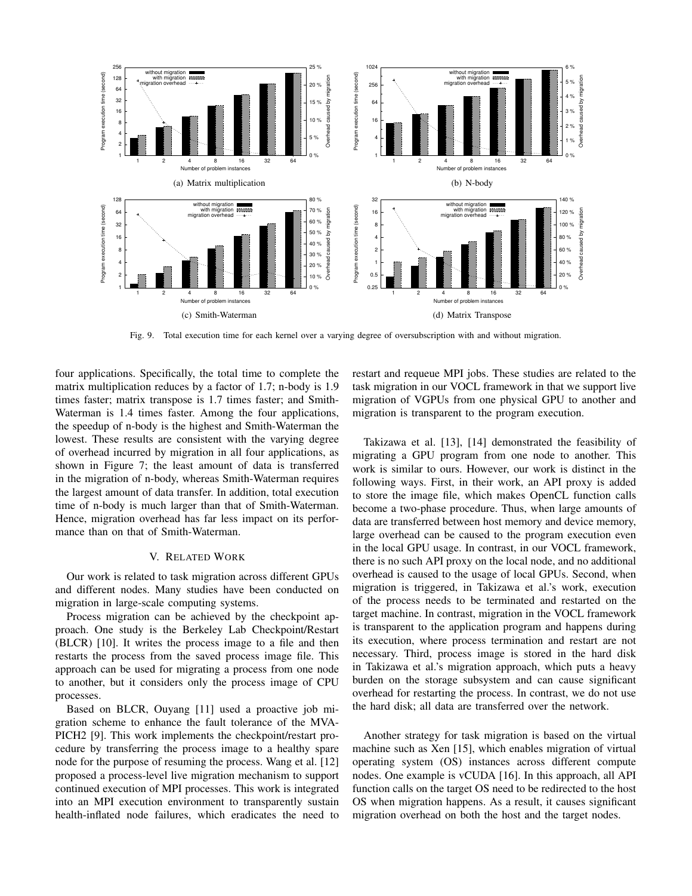256
128
64
32
16
8
4
2
1

Program execution time (second)

without migration
with migration
migration overhead

25 %
20 %
15 %
10 %
5 %
0 %

Overhead caused by migration

1 2 4 8 16 32 64

Number of problem instances

(a) Matrix multiplication

1024
256
64
16
4
1

Program execution time (second)

without migration
with migration
migration overhead

6 %
5 %
4 %
3 %
2 %
1 %
0 %

Overhead caused by migration

1 2 4 8 16 32 64

Number of problem instances

(b) N-body

128
64
32
16
8
4
2
1

Program execution time (second)

without migration
with migration
migration overhead

80 %
70 %
60 %
50 %
40 %
30 %
20 %
10 %
0 %

Overhead caused by migration

1 2 4 8 16 32 64

Number of problem instances

(c) Smith-Waterman

32
16
8
4
2
1
0.5
0.25

Program execution time (second)

without migration
with migration
migration overhead

140 %
120 %
100 %
80 %
60 %
40 %
20 %
0 %

Overhead caused by migration

1 2 4 8 16 32 64

Number of problem instances

(d) Matrix Transpose

Fig. 9. Total execution time for each kernel over a varying degree of oversubscription with and without migration.

four applications. Specifically, the total time to complete the matrix multiplication reduces by a factor of 1.7; n-body is 1.9 times faster; matrix transpose is 1.7 times faster; and Smith-Waterman is 1.4 times faster. Among the four applications, the speedup of n-body is the highest and Smith-Waterman the lowest. These results are consistent with the varying degree of overhead incurred by migration in all four applications, as shown in Figure 7; the least amount of data is transferred in the migration of n-body, whereas Smith-Waterman requires the largest amount of data transfer. In addition, total execution time of n-body is much larger than that of Smith-Waterman. Hence, migration overhead has far less impact on its performance than on that of Smith-Waterman.

## V. Related Work

Our work is related to task migration across different GPUs and different nodes. Many studies have been conducted on migration in large-scale computing systems.

Process migration can be achieved by the checkpoint approach. One study is the Berkeley Lab Checkpoint/Restart (BLCR) [10]. It writes the process image to a file and then restarts the process from the saved process image file. This approach can be used for migrating a process from one node to another, but it considers only the process image of CPU processes.

Based on BLCR, Ouyang [11] used a proactive job migration scheme to enhance the fault tolerance of the MVA-PICH2 [9]. This work implements the checkpoint/restart procedure by transferring the process image to a healthy spare node for the purpose of resuming the process. Wang et al. [12] proposed a process-level live migration mechanism to support continued execution of MPI processes. This work is integrated into an MPI execution environment to transparently sustain health-inflated node failures, which eradicates the need to restart and requeue MPI jobs. These studies are related to the task migration in our VOCL framework in that we support live migration of VGPUs from one physical GPU to another and migration is transparent to the program execution.

Takizawa et al. [13], [14] demonstrated the feasibility of migrating a GPU program from one node to another. This work is similar to ours. However, our work is distinct in the following ways. First, in their work, an API proxy is added to store the image file, which makes OpenCL function calls become a two-phase procedure. Thus, when large amounts of data are transferred between host memory and device memory, large overhead can be caused to the program execution even in the local GPU usage. In contrast, in our VOCL framework, there is no such API proxy on the local node, and no additional overhead is caused to the usage of local GPUs. Second, when migration is triggered, in Takizawa et al.'s work, execution of the process needs to be terminated and restarted on the target machine. In contrast, migration in the VOCL framework is transparent to the application program and happens during its execution, where process termination and restart are not necessary. Third, process image is stored in the hard disk in Takizawa et al.'s migration approach, which puts a heavy burden on the storage subsystem and can cause significant overhead for restarting the process. In contrast, we do not use the hard disk; all data are transferred over the network.

Another strategy for task migration is based on the virtual machine such as Xen [15], which enables migration of virtual operating system (OS) instances across different compute nodes. One example is vCUDA [16]. In this approach, all API function calls on the target OS need to be redirected to the host OS when migration happens. As a result, it causes significant migration overhead on both the host and the target nodes.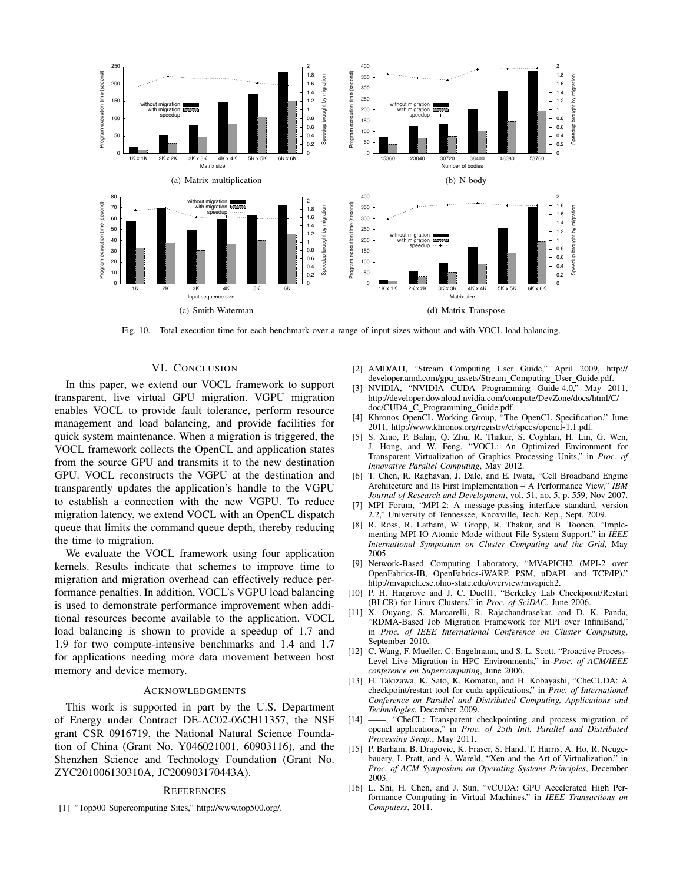Program execution time (second)
Speedup brought by migration
without migration
with migration
speedup
1K x 1K
2K x 2K
3K x 3K
4K x 4K
5K x 5K
6K x 6K
Matrix size

(a) Matrix multiplication

Program execution time (second)
Speedup brought by migration
without migration
with migration
speedup
15360
23040
30720
38400
46080
53760
Number of bodies

(b) N-body

Program execution time (second)
Speedup brought by migration
without migration
with migration
speedup
1K
2K
3K
4K
5K
6K
Input sequence size

(c) Smith-Waterman

Program execution time (second)
Speedup brought by migration
without migration
with migration
speedup
1K x 1K
2K x 2K
3K x 3K
4K x 4K
5K x 5K
6K x 6K
Matrix size

(d) Matrix Transpose

Fig. 10. Total execution time for each benchmark over a range of input sizes without and with VOCL load balancing.

## VI. Conclusion

In this paper, we extend our VOCL framework to support transparent, live virtual GPU migration. VGPU migration enables VOCL to provide fault tolerance, perform resource management and load balancing, and provide facilities for quick system maintenance. When a migration is triggered, the VOCL framework collects the OpenCL and application states from the source GPU and transmits it to the new destination GPU. VOCL reconstructs the VGPU at the destination and transparently updates the application's handle to the VGPU to establish a connection with the new VGPU. To reduce migration latency, we extend VOCL with an OpenCL dispatch queue that limits the command queue depth, thereby reducing the time to migration.

We evaluate the VOCL framework using four application kernels. Results indicate that schemes to improve time to migration and migration overhead can effectively reduce performance penalties. In addition, VOCL's VGPU load balancing is used to demonstrate performance improvement when additional resources become available to the application. VOCL load balancing is shown to provide a speedup of 1.7 and 1.9 for two compute-intensive benchmarks and 1.4 and 1.7 for applications needing more data movement between host memory and device memory.

## Acknowledgments

This work is supported in part by the U.S. Department of Energy under Contract DE-AC02-06CH11357, the NSF grant CSR 0916719, the National Natural Science Foundation of China (Grant No. Y046021001, 60903116), and the Shenzhen Science and Technology Foundation (Grant No. ZYC201006130310A, JC200903170443A).

## References

[1] "Top500 Supercomputing Sites," http://www.top500.org/.

[2] AMD/ATI, "Stream Computing User Guide," April 2009, http://developer.amd.com/gpu_assets/Stream_Computing_User_Guide.pdf.

[3] NVIDIA, "NVIDIA CUDA Programming Guide-4.0," May 2011, http://developer.download.nvidia.com/compute/DevZone/docs/html/C/doc/CUDA_C_Programming_Guide.pdf.

[4] Khronos OpenCL Working Group, "The OpenCL Specification," June 2011, http://www.khronos.org/registry/cl/specs/opencl-1.1.pdf.

[5] S. Xiao, P. Balaji, Q. Zhu, R. Thakur, S. Coghlan, H. Lin, G. Wen, J. Hong, and W. Feng, "VOCL: An Optimized Environment for Transparent Virtualization of Graphics Processing Units," in *Proc. of Innovative Parallel Computing*, May 2012.

[6] T. Chen, R. Raghavan, J. Dale, and E. Iwata, "Cell Broadband Engine Architecture and Its First Implementation – A Performance View," *IBM Journal of Research and Development*, vol. 51, no. 5, p. 559, Nov 2007.

[7] MPI Forum, "MPI-2: A message-passing interface standard, version 2.2," University of Tennessee, Knoxville, Tech. Rep., Sept. 2009.

[8] R. Ross, R. Latham, W. Gropp, R. Thakur, and B. Toonen, "Implementing MPI-IO Atomic Mode without File System Support," in *IEEE International Symposium on Cluster Computing and the Grid*, May 2005.

[9] Network-Based Computing Laboratory, "MVAPICH2 (MPI-2 over OpenFabrics-IB, OpenFabrics-iWARP, PSM, uDAPL and TCP/IP)," http://mvapich.cse.ohio-state.edu/overview/mvapich2.

[10] P. H. Hargrove and J. C. Duell1, "Berkeley Lab Checkpoint/Restart (BLCR) for Linux Clusters," in *Proc. of SciDAC*, June 2006.

[11] X. Ouyang, S. Marcarelli, R. Rajachandrasekar, and D. K. Panda, "RDMA-Based Job Migration Framework for MPI over InfiniBand," in *Proc. of IEEE International Conference on Cluster Computing*, September 2010.

[12] C. Wang, F. Mueller, C. Engelmann, and S. L. Scott, "Proactive Process-Level Live Migration in HPC Environments," in *Proc. of ACM/IEEE conference on Supercomputing*, June 2006.

[13] H. Takizawa, K. Sato, K. Komatsu, and H. Kobayashi, "CheCUDA: A checkpoint/restart tool for cuda applications," in *Proc. of International Conference on Parallel and Distributed Computing, Applications and Technologies*, December 2009.

[14] ——, "CheCL: Transparent checkpointing and process migration of opencl applications," in *Proc. of 25th Intl. Parallel and Distributed Processing Symp.*, May 2011.

[15] P. Barham, B. Dragovic, K. Fraser, S. Hand, T. Harris, A. Ho, R. Neugebauery, I. Pratt, and A. Wareld, "Xen and the Art of Virtualization," in *Proc. of ACM Symposium on Operating Systems Principles*, December 2003.

[16] L. Shi, H. Chen, and J. Sun, "vCUDA: GPU Accelerated High Performance Computing in Virtual Machines," in *IEEE Transactions on Computers*, 2011.